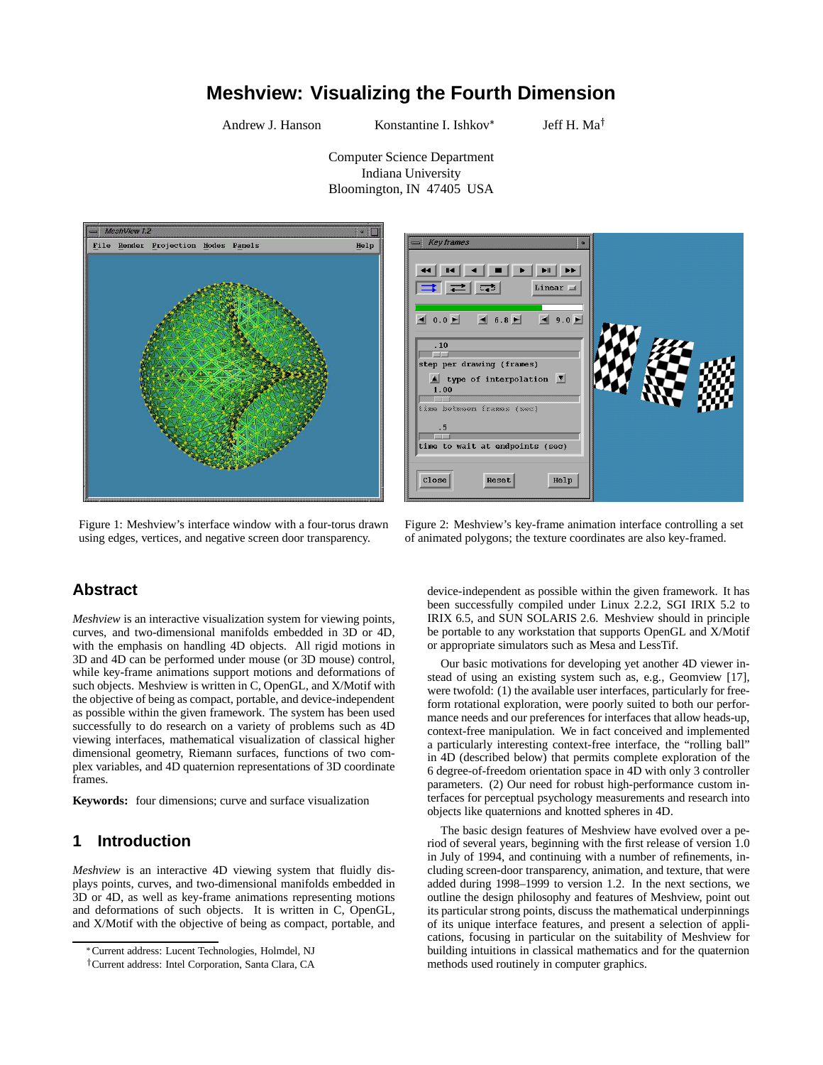# Meshview: Visualizing the Fourth Dimension

Andrew J. Hanson  Konstantine I. Ishkov*  Jeff H. Ma†

Computer Science Department
Indiana University
Bloomington, IN 47405 USA

Figure 1: Meshview's interface window with a four-torus drawn using edges, vertices, and negative screen door transparency.

Figure 2: Meshview's key-frame animation interface controlling a set of animated polygons; the texture coordinates are also key-framed.

## Abstract

*Meshview* is an interactive visualization system for viewing points, curves, and two-dimensional manifolds embedded in 3D or 4D, with the emphasis on handling 4D objects. All rigid motions in 3D and 4D can be performed under mouse (or 3D mouse) control, while key-frame animations support motions and deformations of such objects. Meshview is written in C, OpenGL, and X/Motif with the objective of being as compact, portable, and device-independent as possible within the given framework. The system has been used successfully to do research on a variety of problems such as 4D viewing interfaces, mathematical visualization of classical higher dimensional geometry, Riemann surfaces, functions of two complex variables, and 4D quaternion representations of 3D coordinate frames.

**Keywords:** four dimensions; curve and surface visualization

## 1 Introduction

*Meshview* is an interactive 4D viewing system that fluidly displays points, curves, and two-dimensional manifolds embedded in 3D or 4D, as well as key-frame animations representing motions and deformations of such objects. It is written in C, OpenGL, and X/Motif with the objective of being as compact, portable, and device-independent as possible within the given framework. It has been successfully compiled under Linux 2.2.2, SGI IRIX 5.2 to IRIX 6.5, and SUN SOLARIS 2.6. Meshview should in principle be portable to any workstation that supports OpenGL and X/Motif or appropriate simulators such as Mesa and LessTif.

Our basic motivations for developing yet another 4D viewer instead of using an existing system such as, e.g., Geomview [17], were twofold: (1) the available user interfaces, particularly for free-form rotational exploration, were poorly suited to both our performance needs and our preferences for interfaces that allow heads-up, context-free manipulation. We in fact conceived and implemented a particularly interesting context-free interface, the "rolling ball" in 4D (described below) that permits complete exploration of the 6 degree-of-freedom orientation space in 4D with only 3 controller parameters. (2) Our need for robust high-performance custom interfaces for perceptual psychology measurements and research into objects like quaternions and knotted spheres in 4D.

The basic design features of Meshview have evolved over a period of several years, beginning with the first release of version 1.0 in July of 1994, and continuing with a number of refinements, including screen-door transparency, animation, and texture, that were added during 1998–1999 to version 1.2. In the next sections, we outline the design philosophy and features of Meshview, point out its particular strong points, discuss the mathematical underpinnings of its unique interface features, and present a selection of applications, focusing in particular on the suitability of Meshview for building intuitions in classical mathematics and for the quaternion methods used routinely in computer graphics.

*Current address: Lucent Technologies, Holmdel, NJ

†Current address: Intel Corporation, Santa Clara, CA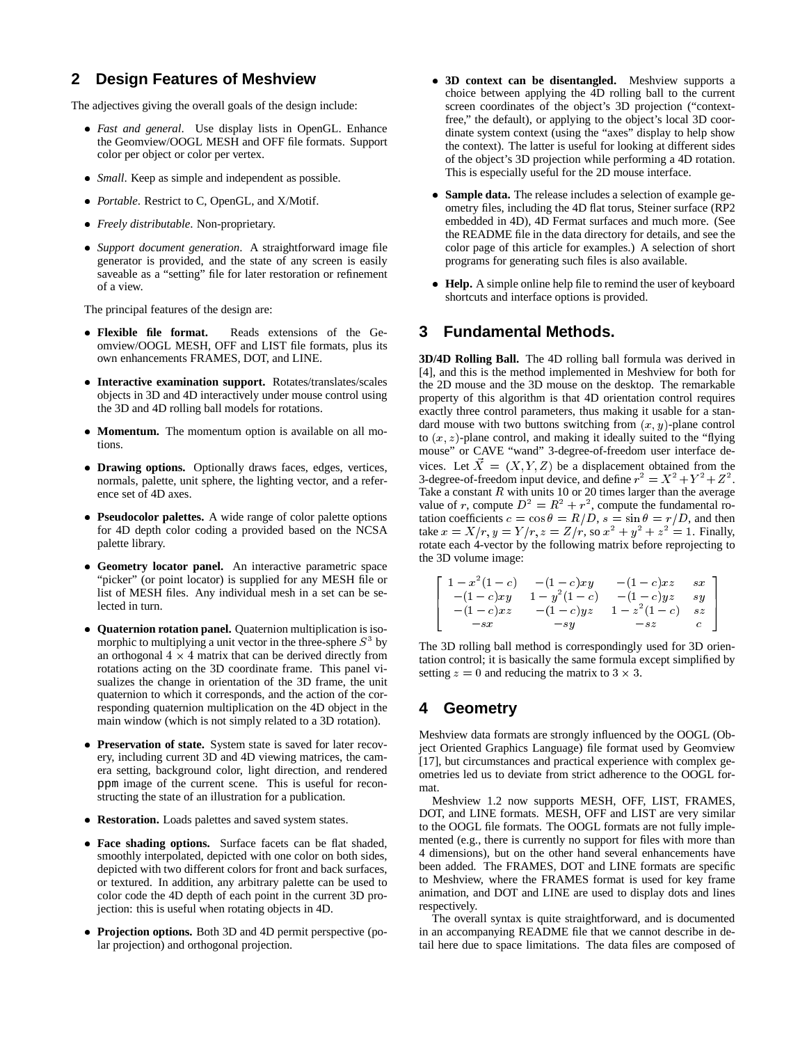## 2 Design Features of Meshview

The adjectives giving the overall goals of the design include:

- *Fast and general*. Use display lists in OpenGL. Enhance the Geomview/OOGL MESH and OFF file formats. Support color per object or color per vertex.
- *Small*. Keep as simple and independent as possible.
- *Portable*. Restrict to C, OpenGL, and X/Motif.
- *Freely distributable*. Non-proprietary.
- *Support document generation*. A straightforward image file generator is provided, and the state of any screen is easily saveable as a "setting" file for later restoration or refinement of a view.

The principal features of the design are:

- **Flexible file format.** Reads extensions of the Geomview/OOGL MESH, OFF and LIST file formats, plus its own enhancements FRAMES, DOT, and LINE.
- **Interactive examination support.** Rotates/translates/scales objects in 3D and 4D interactively under mouse control using the 3D and 4D rolling ball models for rotations.
- **Momentum.** The momentum option is available on all motions.
- **Drawing options.** Optionally draws faces, edges, vertices, normals, palette, unit sphere, the lighting vector, and a reference set of 4D axes.
- **Pseudocolor palettes.** A wide range of color palette options for 4D depth color coding a provided based on the NCSA palette library.
- **Geometry locator panel.** An interactive parametric space "picker" (or point locator) is supplied for any MESH file or list of MESH files. Any individual mesh in a set can be selected in turn.
- **Quaternion rotation panel.** Quaternion multiplication is isomorphic to multiplying a unit vector in the three-sphere $S^3$ by an orthogonal $4 \times 4$ matrix that can be derived directly from rotations acting on the 3D coordinate frame. This panel visualizes the change in orientation of the 3D frame, the unit quaternion to which it corresponds, and the action of the corresponding quaternion multiplication on the 4D object in the main window (which is not simply related to a 3D rotation).
- **Preservation of state.** System state is saved for later recovery, including current 3D and 4D viewing matrices, the camera setting, background color, light direction, and rendered ppm image of the current scene. This is useful for reconstructing the state of an illustration for a publication.
- **Restoration.** Loads palettes and saved system states.
- **Face shading options.** Surface facets can be flat shaded, smoothly interpolated, depicted with one color on both sides, depicted with two different colors for front and back surfaces, or textured. In addition, any arbitrary palette can be used to color code the 4D depth of each point in the current 3D projection: this is useful when rotating objects in 4D.
- **Projection options.** Both 3D and 4D permit perspective (polar projection) and orthogonal projection.
- **3D context can be disentangled.** Meshview supports a choice between applying the 4D rolling ball to the current screen coordinates of the object's 3D projection ("context-free," the default), or applying to the object's local 3D coordinate system context (using the "axes" display to help show the context). The latter is useful for looking at different sides of the object's 3D projection while performing a 4D rotation. This is especially useful for the 2D mouse interface.
- **Sample data.** The release includes a selection of example geometry files, including the 4D flat torus, Steiner surface (RP2 embedded in 4D), 4D Fermat surfaces and much more. (See the README file in the data directory for details, and see the color page of this article for examples.) A selection of short programs for generating such files is also available.
- **Help.** A simple online help file to remind the user of keyboard shortcuts and interface options is provided.

## 3 Fundamental Methods.

**3D/4D Rolling Ball.** The 4D rolling ball formula was derived in [4], and this is the method implemented in Meshview for both for the 2D mouse and the 3D mouse on the desktop. The remarkable property of this algorithm is that 4D orientation control requires exactly three control parameters, thus making it usable for a standard mouse with two buttons switching from $(x, y)$-plane control to $(x, z)$-plane control, and making it ideally suited to the "flying mouse" or CAVE "wand" 3-degree-of-freedom user interface devices. Let $\vec{X} = (X, Y, Z)$ be a displacement obtained from the 3-degree-of-freedom input device, and define $r^2 = X^2 + Y^2 + Z^2$. Take a constant $R$ with units 10 or 20 times larger than the average value of $r$, compute $D^2 = R^2 + r^2$, compute the fundamental rotation coefficients $c = \cos\theta = R/D$, $s = \sin\theta = r/D$, and then take $x = X/r, y = Y/r, z = Z/r$, so $x^2 + y^2 + z^2 = 1$. Finally, rotate each 4-vector by the following matrix before reprojecting to the 3D volume image:

$$\begin{bmatrix} 1 - x^2(1-c) & -(1-c)xy & -(1-c)xz & sx \\ -(1-c)xy & 1 - y^2(1-c) & -(1-c)yz & sy \\ -(1-c)xz & -(1-c)yz & 1 - z^2(1-c) & sz \\ -sx & -sy & -sz & c \end{bmatrix}$$

The 3D rolling ball method is correspondingly used for 3D orientation control; it is basically the same formula except simplified by setting $z = 0$ and reducing the matrix to $3 \times 3$.

## 4 Geometry

Meshview data formats are strongly influenced by the OOGL (Object Oriented Graphics Language) file format used by Geomview [17], but circumstances and practical experience with complex geometries led us to deviate from strict adherence to the OOGL format.

Meshview 1.2 now supports MESH, OFF, LIST, FRAMES, DOT, and LINE formats. MESH, OFF and LIST are very similar to the OOGL file formats. The OOGL formats are not fully implemented (e.g., there is currently no support for files with more than 4 dimensions), but on the other hand several enhancements have been added. The FRAMES, DOT and LINE formats are specific to Meshview, where the FRAMES format is used for key frame animation, and DOT and LINE are used to display dots and lines respectively.

The overall syntax is quite straightforward, and is documented in an accompanying README file that we cannot describe in detail here due to space limitations. The data files are composed of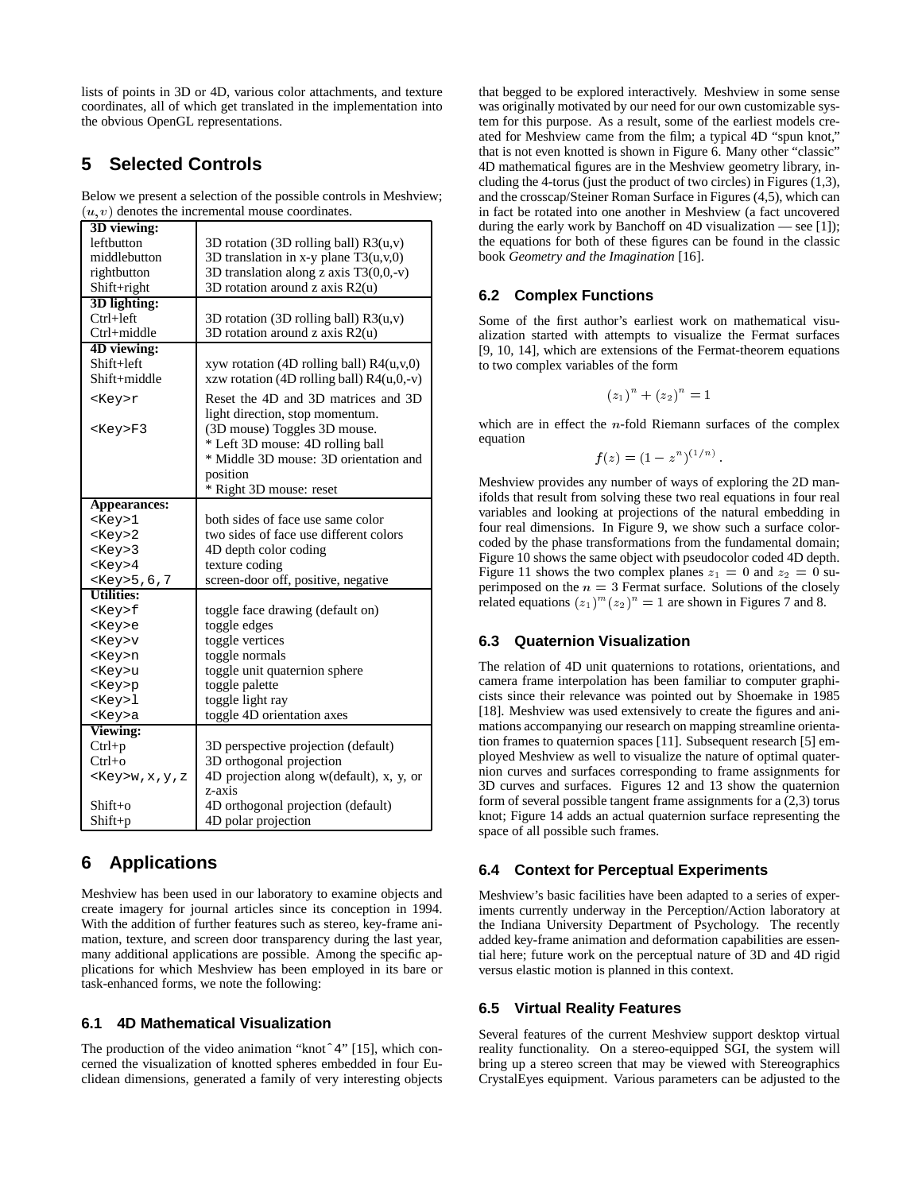lists of points in 3D or 4D, various color attachments, and texture coordinates, all of which get translated in the implementation into the obvious OpenGL representations.

## 5 Selected Controls

Below we present a selection of the possible controls in Meshview; $(u, v)$ denotes the incremental mouse coordinates.

| **3D viewing:** | |
|---|---|
| leftbutton | 3D rotation (3D rolling ball) R3(u,v) |
| middlebutton | 3D translation in x-y plane T3(u,v,0) |
| rightbutton | 3D translation along z axis T3(0,0,-v) |
| Shift+right | 3D rotation around z axis R2(u) |
| **3D lighting:** | |
| Ctrl+left | 3D rotation (3D rolling ball) R3(u,v) |
| Ctrl+middle | 3D rotation around z axis R2(u) |
| **4D viewing:** | |
| Shift+left | xyw rotation (4D rolling ball) R4(u,v,0) |
| Shift+middle | xzw rotation (4D rolling ball) R4(u,0,-v) |
| `<Key>r` | Reset the 4D and 3D matrices and 3D light direction, stop momentum. |
| `<Key>F3` | (3D mouse) Toggles 3D mouse. * Left 3D mouse: 4D rolling ball * Middle 3D mouse: 3D orientation and position * Right 3D mouse: reset |
| **Appearances:** | |
| `<Key>1` | both sides of face use same color |
| `<Key>2` | two sides of face use different colors |
| `<Key>3` | 4D depth color coding |
| `<Key>4` | texture coding |
| `<Key>5,6,7` | screen-door off, positive, negative |
| **Utilities:** | |
| `<Key>f` | toggle face drawing (default on) |
| `<Key>e` | toggle edges |
| `<Key>v` | toggle vertices |
| `<Key>n` | toggle normals |
| `<Key>u` | toggle unit quaternion sphere |
| `<Key>p` | toggle palette |
| `<Key>l` | toggle light ray |
| `<Key>a` | toggle 4D orientation axes |
| **Viewing:** | |
| Ctrl+p | 3D perspective projection (default) |
| Ctrl+o | 3D orthogonal projection |
| `<Key>w,x,y,z` | 4D projection along w(default), x, y, or z-axis |
| Shift+o | 4D orthogonal projection (default) |
| Shift+p | 4D polar projection |

## 6 Applications

Meshview has been used in our laboratory to examine objects and create imagery for journal articles since its conception in 1994. With the addition of further features such as stereo, key-frame animation, texture, and screen door transparency during the last year, many additional applications are possible. Among the specific applications for which Meshview has been employed in its bare or task-enhanced forms, we note the following:

### 6.1 4D Mathematical Visualization

The production of the video animation "knot^4" [15], which concerned the visualization of knotted spheres embedded in four Euclidean dimensions, generated a family of very interesting objects that begged to be explored interactively. Meshview in some sense was originally motivated by our need for our own customizable system for this purpose. As a result, some of the earliest models created for Meshview came from the film; a typical 4D "spun knot," that is not even knotted is shown in Figure 6. Many other "classic" 4D mathematical figures are in the Meshview geometry library, including the 4-torus (just the product of two circles) in Figures (1,3), and the crosscap/Steiner Roman Surface in Figures (4,5), which can in fact be rotated into one another in Meshview (a fact uncovered during the early work by Banchoff on 4D visualization — see [1]); the equations for both of these figures can be found in the classic book *Geometry and the Imagination* [16].

### 6.2 Complex Functions

Some of the first author's earliest work on mathematical visualization started with attempts to visualize the Fermat surfaces [9, 10, 14], which are extensions of the Fermat-theorem equations to two complex variables of the form

$$(z_1)^n + (z_2)^n = 1$$

which are in effect the $n$-fold Riemann surfaces of the complex equation

$$f(z) = (1 - z^n)^{(1/n)} .$$

Meshview provides any number of ways of exploring the 2D manifolds that result from solving these two real equations in four real variables and looking at projections of the natural embedding in four real dimensions. In Figure 9, we show such a surface color-coded by the phase transformations from the fundamental domain; Figure 10 shows the same object with pseudocolor coded 4D depth. Figure 11 shows the two complex planes $z_1 = 0$ and $z_2 = 0$ superimposed on the $n = 3$ Fermat surface. Solutions of the closely related equations $(z_1)^m (z_2)^n = 1$ are shown in Figures 7 and 8.

### 6.3 Quaternion Visualization

The relation of 4D unit quaternions to rotations, orientations, and camera frame interpolation has been familiar to computer graphicists since their relevance was pointed out by Shoemake in 1985 [18]. Meshview was used extensively to create the figures and animations accompanying our research on mapping streamline orientation frames to quaternion spaces [11]. Subsequent research [5] employed Meshview as well to visualize the nature of optimal quaternion curves and surfaces corresponding to frame assignments for 3D curves and surfaces. Figures 12 and 13 show the quaternion form of several possible tangent frame assignments for a (2,3) torus knot; Figure 14 adds an actual quaternion surface representing the space of all possible such frames.

### 6.4 Context for Perceptual Experiments

Meshview's basic facilities have been adapted to a series of experiments currently underway in the Perception/Action laboratory at the Indiana University Department of Psychology. The recently added key-frame animation and deformation capabilities are essential here; future work on the perceptual nature of 3D and 4D rigid versus elastic motion is planned in this context.

### 6.5 Virtual Reality Features

Several features of the current Meshview support desktop virtual reality functionality. On a stereo-equipped SGI, the system will bring up a stereo screen that may be viewed with Stereographics CrystalEyes equipment. Various parameters can be adjusted to the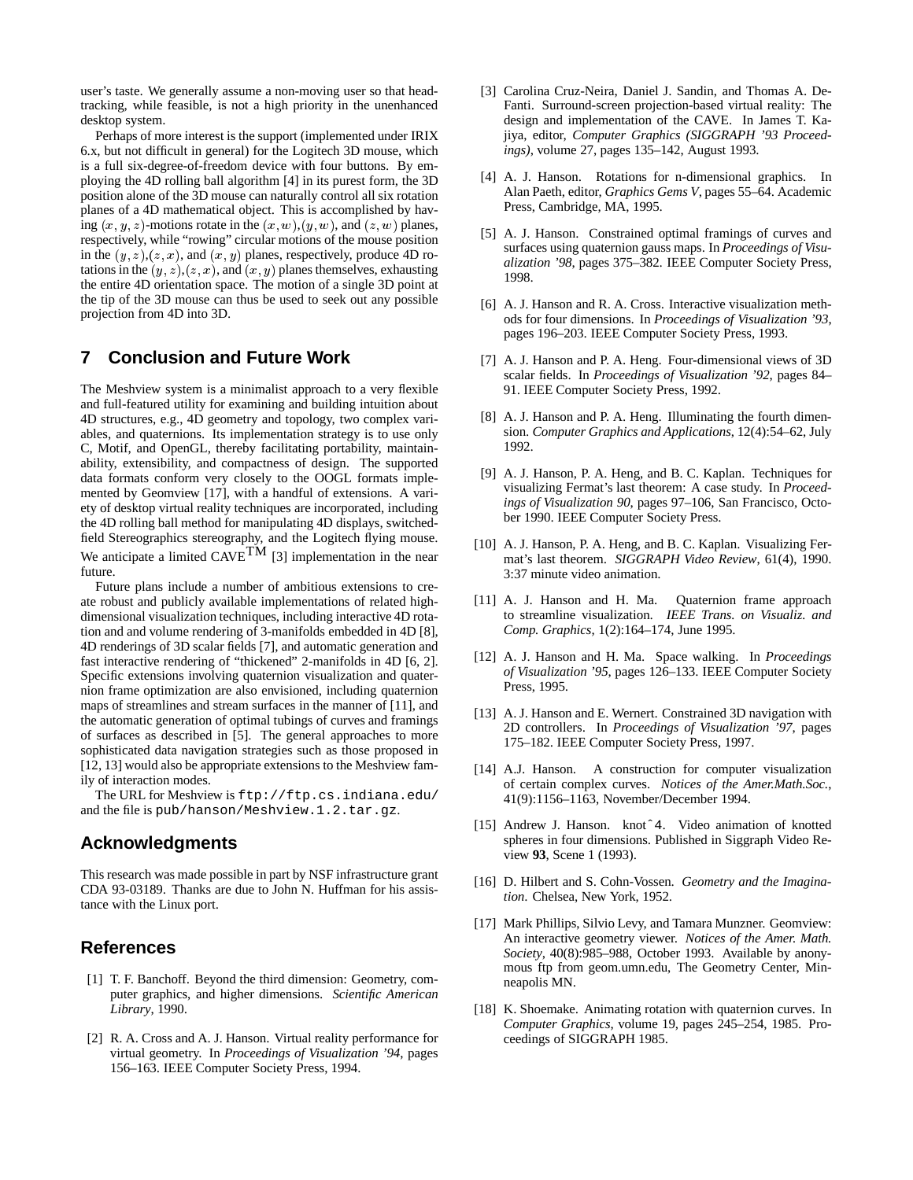user's taste. We generally assume a non-moving user so that head-tracking, while feasible, is not a high priority in the unenhanced desktop system.

Perhaps of more interest is the support (implemented under IRIX 6.x, but not difficult in general) for the Logitech 3D mouse, which is a full six-degree-of-freedom device with four buttons. By employing the 4D rolling ball algorithm [4] in its purest form, the 3D position alone of the 3D mouse can naturally control all six rotation planes of a 4D mathematical object. This is accomplished by having $(x, y, z)$-motions rotate in the $(x, w)$,$(y, w)$, and $(z, w)$ planes, respectively, while "rowing" circular motions of the mouse position in the $(y, z)$,$(z, x)$, and $(x, y)$ planes, respectively, produce 4D rotations in the $(y, z)$,$(z, x)$, and $(x, y)$ planes themselves, exhausting the entire 4D orientation space. The motion of a single 3D point at the tip of the 3D mouse can thus be used to seek out any possible projection from 4D into 3D.

## 7 Conclusion and Future Work

The Meshview system is a minimalist approach to a very flexible and full-featured utility for examining and building intuition about 4D structures, e.g., 4D geometry and topology, two complex variables, and quaternions. Its implementation strategy is to use only C, Motif, and OpenGL, thereby facilitating portability, maintainability, extensibility, and compactness of design. The supported data formats conform very closely to the OOGL formats implemented by Geomview [17], with a handful of extensions. A variety of desktop virtual reality techniques are incorporated, including the 4D rolling ball method for manipulating 4D displays, switched-field Stereographics stereography, and the Logitech flying mouse. We anticipate a limited CAVE$^{\rm TM}$ [3] implementation in the near future.

Future plans include a number of ambitious extensions to create robust and publicly available implementations of related high-dimensional visualization techniques, including interactive 4D rotation and and volume rendering of 3-manifolds embedded in 4D [8], 4D renderings of 3D scalar fields [7], and automatic generation and fast interactive rendering of "thickened" 2-manifolds in 4D [6, 2]. Specific extensions involving quaternion visualization and quaternion frame optimization are also envisioned, including quaternion maps of streamlines and stream surfaces in the manner of [11], and the automatic generation of optimal tubings of curves and framings of surfaces as described in [5]. The general approaches to more sophisticated data navigation strategies such as those proposed in [12, 13] would also be appropriate extensions to the Meshview family of interaction modes.

The URL for Meshview is `ftp://ftp.cs.indiana.edu/` and the file is `pub/hanson/Meshview.1.2.tar.gz`.

## Acknowledgments

This research was made possible in part by NSF infrastructure grant CDA 93-03189. Thanks are due to John N. Huffman for his assistance with the Linux port.

## References

[1] T. F. Banchoff. Beyond the third dimension: Geometry, computer graphics, and higher dimensions. *Scientific American Library*, 1990.

[2] R. A. Cross and A. J. Hanson. Virtual reality performance for virtual geometry. In *Proceedings of Visualization '94*, pages 156–163. IEEE Computer Society Press, 1994.

[3] Carolina Cruz-Neira, Daniel J. Sandin, and Thomas A. DeFanti. Surround-screen projection-based virtual reality: The design and implementation of the CAVE. In James T. Kajiya, editor, *Computer Graphics (SIGGRAPH '93 Proceedings)*, volume 27, pages 135–142, August 1993.

[4] A. J. Hanson. Rotations for n-dimensional graphics. In Alan Paeth, editor, *Graphics Gems V*, pages 55–64. Academic Press, Cambridge, MA, 1995.

[5] A. J. Hanson. Constrained optimal framings of curves and surfaces using quaternion gauss maps. In *Proceedings of Visualization '98*, pages 375–382. IEEE Computer Society Press, 1998.

[6] A. J. Hanson and R. A. Cross. Interactive visualization methods for four dimensions. In *Proceedings of Visualization '93*, pages 196–203. IEEE Computer Society Press, 1993.

[7] A. J. Hanson and P. A. Heng. Four-dimensional views of 3D scalar fields. In *Proceedings of Visualization '92*, pages 84–91. IEEE Computer Society Press, 1992.

[8] A. J. Hanson and P. A. Heng. Illuminating the fourth dimension. *Computer Graphics and Applications*, 12(4):54–62, July 1992.

[9] A. J. Hanson, P. A. Heng, and B. C. Kaplan. Techniques for visualizing Fermat's last theorem: A case study. In *Proceedings of Visualization 90*, pages 97–106, San Francisco, October 1990. IEEE Computer Society Press.

[10] A. J. Hanson, P. A. Heng, and B. C. Kaplan. Visualizing Fermat's last theorem. *SIGGRAPH Video Review*, 61(4), 1990. 3:37 minute video animation.

[11] A. J. Hanson and H. Ma. Quaternion frame approach to streamline visualization. *IEEE Trans. on Visualiz. and Comp. Graphics*, 1(2):164–174, June 1995.

[12] A. J. Hanson and H. Ma. Space walking. In *Proceedings of Visualization '95*, pages 126–133. IEEE Computer Society Press, 1995.

[13] A. J. Hanson and E. Wernert. Constrained 3D navigation with 2D controllers. In *Proceedings of Visualization '97*, pages 175–182. IEEE Computer Society Press, 1997.

[14] A.J. Hanson. A construction for computer visualization of certain complex curves. *Notices of the Amer.Math.Soc.*, 41(9):1156–1163, November/December 1994.

[15] Andrew J. Hanson. knotˆ4. Video animation of knotted spheres in four dimensions. Published in Siggraph Video Review **93**, Scene 1 (1993).

[16] D. Hilbert and S. Cohn-Vossen. *Geometry and the Imagination*. Chelsea, New York, 1952.

[17] Mark Phillips, Silvio Levy, and Tamara Munzner. Geomview: An interactive geometry viewer. *Notices of the Amer. Math. Society*, 40(8):985–988, October 1993. Available by anonymous ftp from geom.umn.edu, The Geometry Center, Minneapolis MN.

[18] K. Shoemake. Animating rotation with quaternion curves. In *Computer Graphics*, volume 19, pages 245–254, 1985. Proceedings of SIGGRAPH 1985.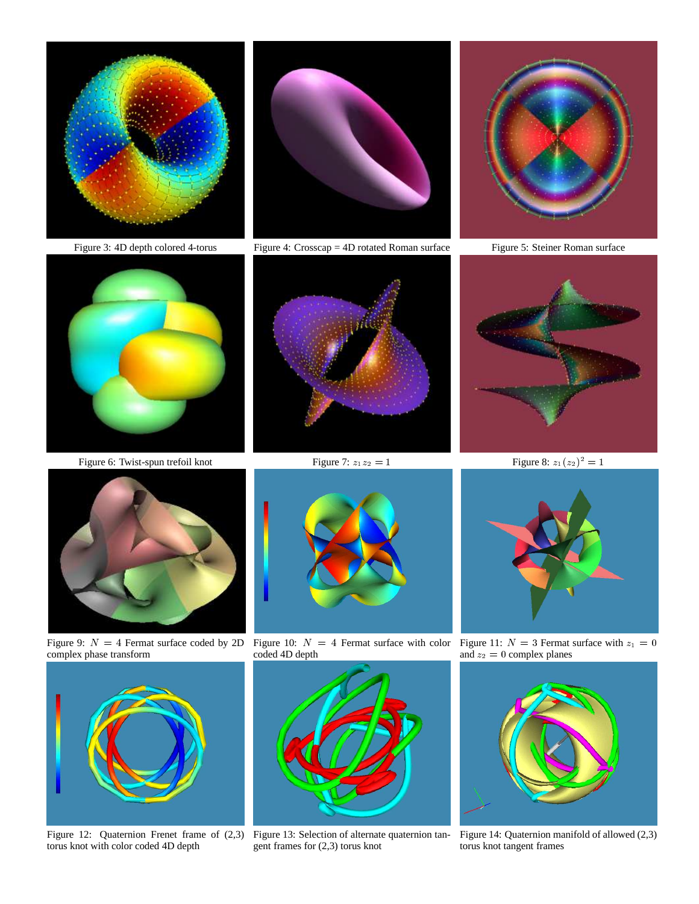Figure 3: 4D depth colored 4-torus

Figure 4: Crosscap = 4D rotated Roman surface

Figure 5: Steiner Roman surface

Figure 6: Twist-spun trefoil knot

Figure 7: $z_1 z_2 = 1$

Figure 8: $z_1 (z_2)^2 = 1$

Figure 9: $N = 4$ Fermat surface coded by 2D complex phase transform

Figure 10: $N = 4$ Fermat surface with color coded 4D depth

Figure 11: $N = 3$ Fermat surface with $z_1 = 0$ and $z_2 = 0$ complex planes

Figure 12: Quaternion Frenet frame of (2,3) torus knot with color coded 4D depth

Figure 13: Selection of alternate quaternion tangent frames for (2,3) torus knot

Figure 14: Quaternion manifold of allowed (2,3) torus knot tangent frames